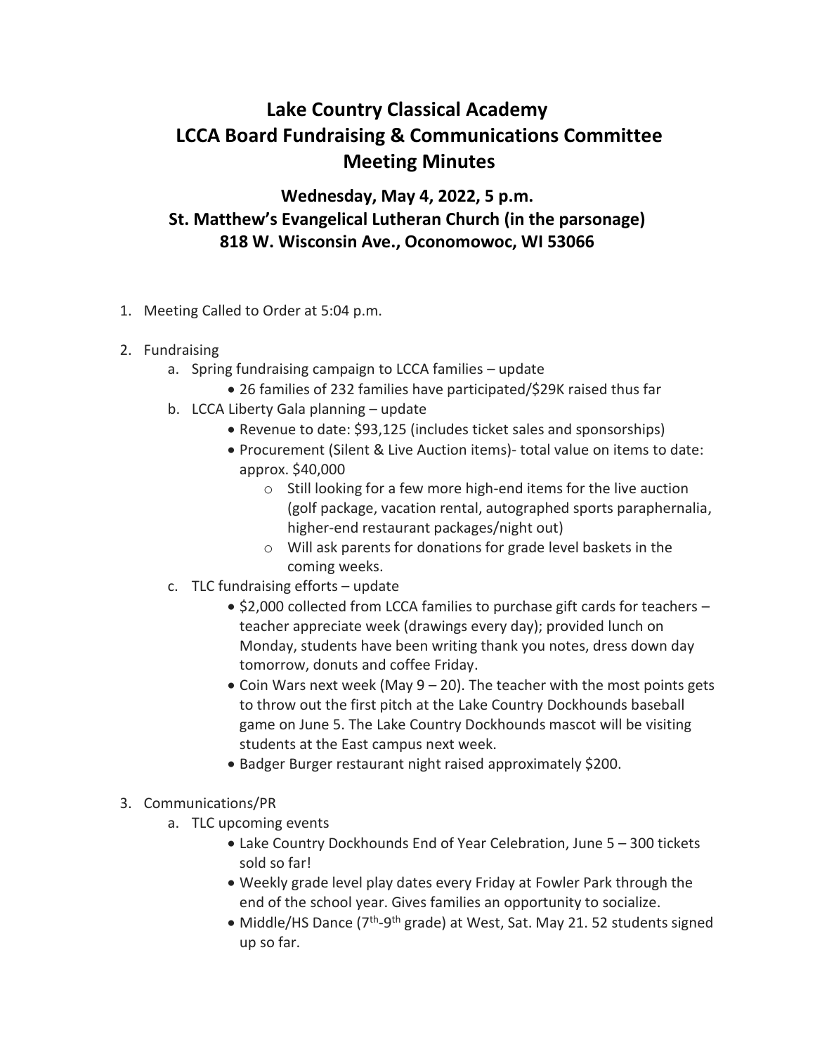# Lake Country Classical Academy
# LCCA Board Fundraising & Communications Committee
# Meeting Minutes

## Wednesday, May 4, 2022, 5 p.m.
## St. Matthew's Evangelical Lutheran Church (in the parsonage)
## 818 W. Wisconsin Ave., Oconomowoc, WI 53066

1. Meeting Called to Order at 5:04 p.m.

2. Fundraising
   a. Spring fundraising campaign to LCCA families – update
      - 26 families of 232 families have participated/$29K raised thus far

   b. LCCA Liberty Gala planning – update
      - Revenue to date: $93,125 (includes ticket sales and sponsorships)
      - Procurement (Silent & Live Auction items)- total value on items to date: approx. $40,000
        - Still looking for a few more high-end items for the live auction (golf package, vacation rental, autographed sports paraphernalia, higher-end restaurant packages/night out)
        - Will ask parents for donations for grade level baskets in the coming weeks.

   c. TLC fundraising efforts – update
      - $2,000 collected from LCCA families to purchase gift cards for teachers – teacher appreciate week (drawings every day); provided lunch on Monday, students have been writing thank you notes, dress down day tomorrow, donuts and coffee Friday.
      - Coin Wars next week (May 9 – 20). The teacher with the most points gets to throw out the first pitch at the Lake Country Dockhounds baseball game on June 5. The Lake Country Dockhounds mascot will be visiting students at the East campus next week.
      - Badger Burger restaurant night raised approximately $200.

3. Communications/PR
   a. TLC upcoming events
      - Lake Country Dockhounds End of Year Celebration, June 5 – 300 tickets sold so far!
      - Weekly grade level play dates every Friday at Fowler Park through the end of the school year. Gives families an opportunity to socialize.
      - Middle/HS Dance (7th-9th grade) at West, Sat. May 21. 52 students signed up so far.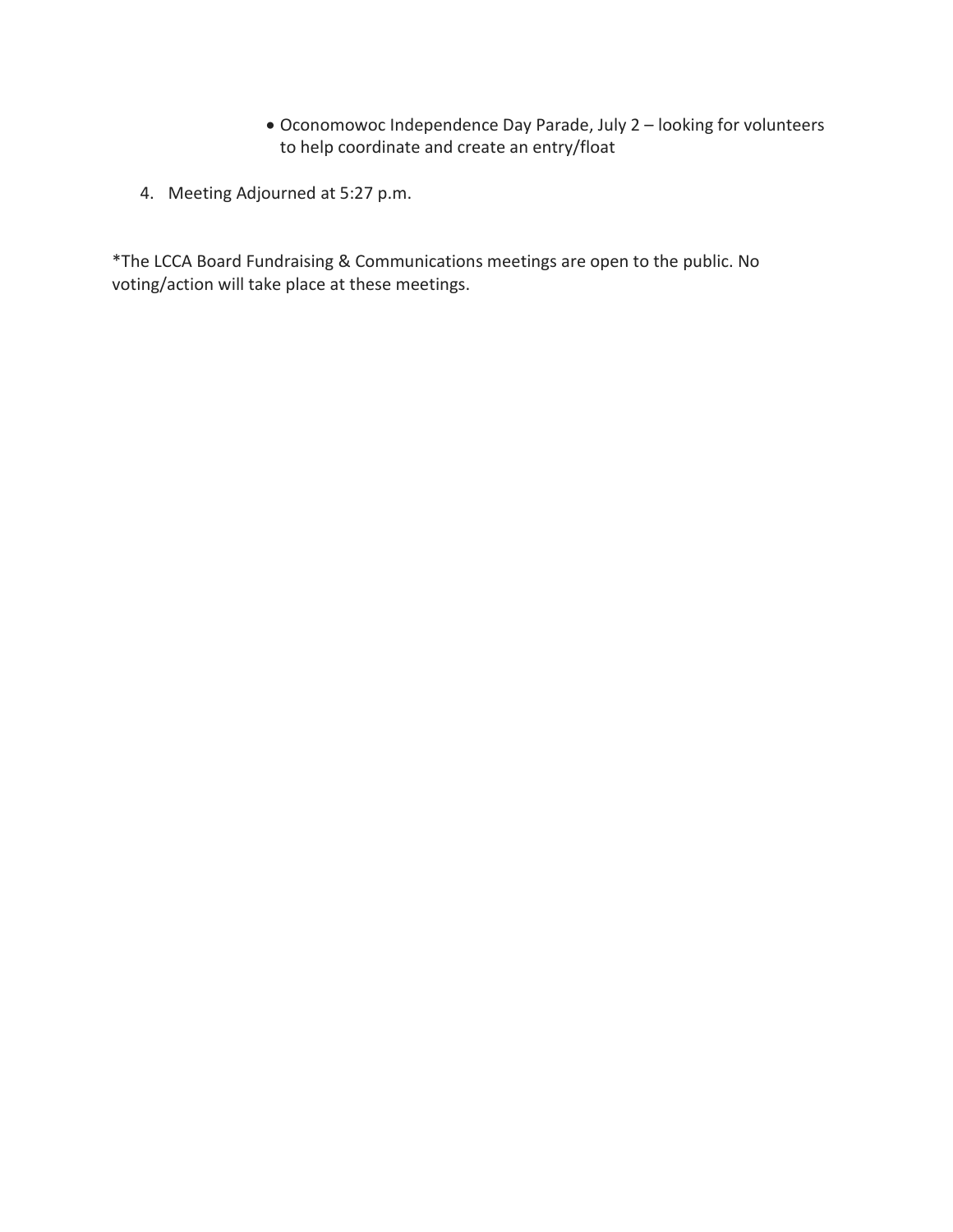- Oconomowoc Independence Day Parade, July 2 – looking for volunteers to help coordinate and create an entry/float

4. Meeting Adjourned at 5:27 p.m.

*The LCCA Board Fundraising & Communications meetings are open to the public. No voting/action will take place at these meetings.